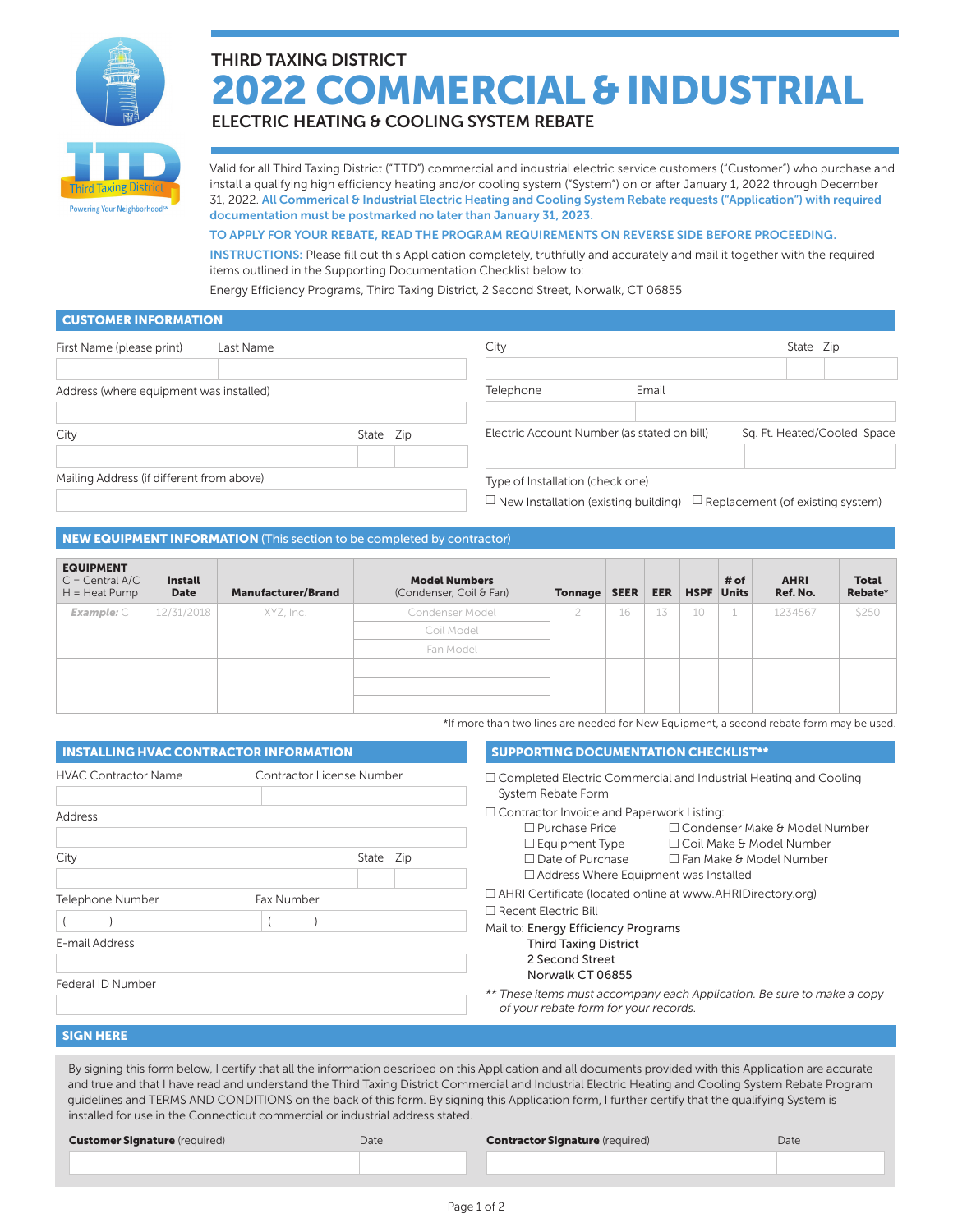THIRD TAXING DISTRICT

# 2022 COMMERCIAL & INDUSTRIAL

## ELECTRIC HEATING & COOLING SYSTEM REBATE

Third Taxing District

Powering Your Neighborhood℠

Valid for all Third Taxing District ("TTD") commercial and industrial electric service customers ("Customer") who purchase and install a qualifying high efficiency heating and/or cooling system ("System") on or after January 1, 2022 through December 31, 2022. **All Commerical & Industrial Electric Heating and Cooling System Rebate requests ("Application") with required documentation must be postmarked no later than January 31, 2023.**

**TO APPLY FOR YOUR REBATE, READ THE PROGRAM REQUIREMENTS ON REVERSE SIDE BEFORE PROCEEDING.**

**INSTRUCTIONS:** Please fill out this Application completely, truthfully and accurately and mail it together with the required items outlined in the Supporting Documentation Checklist below to:

Energy Efficiency Programs, Third Taxing District, 2 Second Street, Norwalk, CT 06855

### CUSTOMER INFORMATION

First Name (please print) ______ Last Name ______

Address (where equipment was installed) ______

City ______ State ______ Zip ______

Mailing Address (if different from above) ______

City ______ State ______ Zip ______

Telephone ______ Email ______

Electric Account Number (as stated on bill) ______ Sq. Ft. Heated/Cooled Space ______

Type of Installation (check one)

☐ New Installation (existing building) ☐ Replacement (of existing system)

### NEW EQUIPMENT INFORMATION (This section to be completed by contractor)

| EQUIPMENT C = Central A/C H = Heat Pump | Install Date | Manufacturer/Brand | Model Numbers (Condenser, Coil & Fan) | Tonnage | SEER | EER | HSPF | # of Units | AHRI Ref. No. | Total Rebate* |
|---|---|---|---|---|---|---|---|---|---|---|
| *Example:* C | 12/31/2018 | XYZ, Inc. | Condenser Model | 2 | 16 | 13 | 10 | 1 | 1234567 | $250 |
| | | | Coil Model | | | | | | | |
| | | | Fan Model | | | | | | | |
| | | | | | | | | | | |
| | | | | | | | | | | |
| | | | | | | | | | | |

*If more than two lines are needed for New Equipment, a second rebate form may be used.

### INSTALLING HVAC CONTRACTOR INFORMATION

HVAC Contractor Name ______ Contractor License Number ______

Address ______

City ______ State ______ Zip ______

Telephone Number ( ) ______ Fax Number ( ) ______

E-mail Address ______

Federal ID Number ______

### SUPPORTING DOCUMENTATION CHECKLIST**

☐ Completed Electric Commercial and Industrial Heating and Cooling System Rebate Form

☐ Contractor Invoice and Paperwork Listing:

- ☐ Purchase Price
- ☐ Equipment Type
- ☐ Date of Purchase
- ☐ Address Where Equipment was Installed
- ☐ Condenser Make & Model Number
- ☐ Coil Make & Model Number
- ☐ Fan Make & Model Number

☐ AHRI Certificate (located online at www.AHRIDirectory.org)

☐ Recent Electric Bill

Mail to: Energy Efficiency Programs
Third Taxing District
2 Second Street
Norwalk CT 06855

*\*\* These items must accompany each Application. Be sure to make a copy of your rebate form for your records.*

### SIGN HERE

By signing this form below, I certify that all the information described on this Application and all documents provided with this Application are accurate and true and that I have read and understand the Third Taxing District Commercial and Industrial Electric Heating and Cooling System Rebate Program guidelines and TERMS AND CONDITIONS on the back of this form. By signing this Application form, I further certify that the qualifying System is installed for use in the Connecticut commercial or industrial address stated.

**Customer Signature** (required) ______ Date ______

**Contractor Signature** (required) ______ Date ______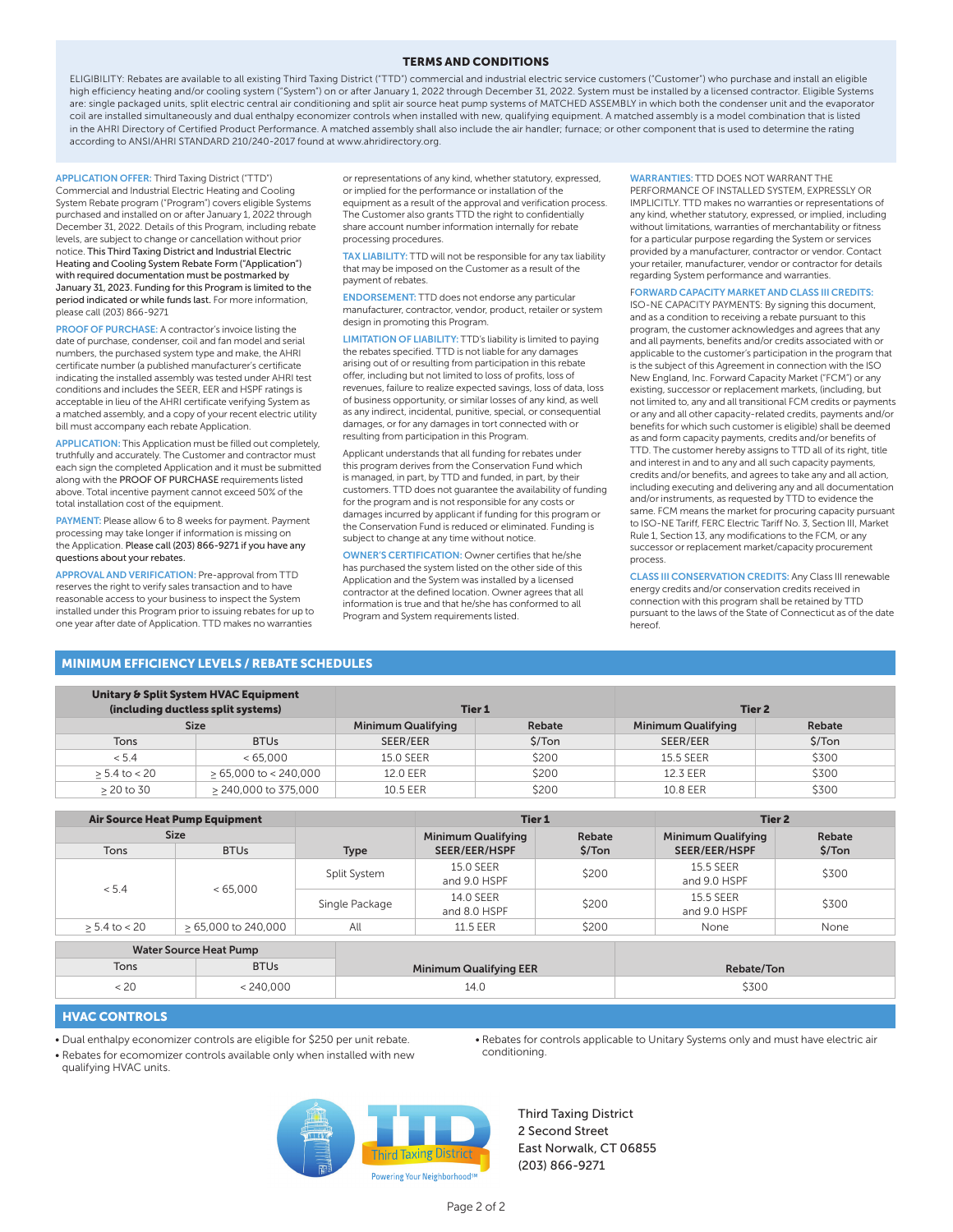## TERMS AND CONDITIONS

ELIGIBILITY: Rebates are available to all existing Third Taxing District ("TTD") commercial and industrial electric service customers ("Customer") who purchase and install an eligible high efficiency heating and/or cooling system ("System") on or after January 1, 2022 through December 31, 2022. System must be installed by a licensed contractor. Eligible Systems are: single packaged units, split electric central air conditioning and split air source heat pump systems of MATCHED ASSEMBLY in which both the condenser unit and the evaporator coil are installed simultaneously and dual enthalpy economizer controls when installed with new, qualifying equipment. A matched assembly is a model combination that is listed in the AHRI Directory of Certified Product Performance. A matched assembly shall also include the air handler; furnace; or other component that is used to determine the rating according to ANSI/AHRI STANDARD 210/240-2017 found at www.ahridirectory.org.

**APPLICATION OFFER:** Third Taxing District ("TTD") Commercial and Industrial Electric Heating and Cooling System Rebate program ("Program") covers eligible Systems purchased and installed on or after January 1, 2022 through December 31, 2022. Details of this Program, including rebate levels, are subject to change or cancellation without prior notice. This Third Taxing District and Industrial Electric Heating and Cooling System Rebate Form ("Application") with required documentation must be postmarked by January 31, 2023. Funding for this Program is limited to the period indicated or while funds last. For more information, please call (203) 866-9271

**PROOF OF PURCHASE:** A contractor's invoice listing the date of purchase, condenser, coil and fan model and serial numbers, the purchased system type and make, the AHRI certificate number (a published manufacturer's certificate indicating the installed assembly was tested under AHRI test conditions and includes the SEER, EER and HSPF ratings is acceptable in lieu of the AHRI certificate verifying System as a matched assembly, and a copy of your recent electric utility bill must accompany each rebate Application.

**APPLICATION:** This Application must be filled out completely, truthfully and accurately. The Customer and contractor must each sign the completed Application and it must be submitted along with the PROOF OF PURCHASE requirements listed above. Total incentive payment cannot exceed 50% of the total installation cost of the equipment.

**PAYMENT:** Please allow 6 to 8 weeks for payment. Payment processing may take longer if information is missing on the Application. Please call (203) 866-9271 if you have any questions about your rebates.

**APPROVAL AND VERIFICATION:** Pre-approval from TTD reserves the right to verify sales transaction and to have reasonable access to your business to inspect the System installed under this Program prior to issuing rebates for up to one year after date of Application. TTD makes no warranties or representations of any kind, whether statutory, expressed, or implied for the performance or installation of the equipment as a result of the approval and verification process. The Customer also grants TTD the right to confidentially share account number information internally for rebate processing procedures.

**TAX LIABILITY:** TTD will not be responsible for any tax liability that may be imposed on the Customer as a result of the payment of rebates.

**ENDORSEMENT:** TTD does not endorse any particular manufacturer, contractor, vendor, product, retailer or system design in promoting this Program.

**LIMITATION OF LIABILITY:** TTD's liability is limited to paying the rebates specified. TTD is not liable for any damages arising out of or resulting from participation in this rebate offer, including but not limited to loss of profits, loss of revenues, failure to realize expected savings, loss of data, loss of business opportunity, or similar losses of any kind, as well as any indirect, incidental, punitive, special, or consequential damages, or for any damages in tort connected with or resulting from participation in this Program.

Applicant understands that all funding for rebates under this program derives from the Conservation Fund which is managed, in part, by TTD and funded, in part, by their customers. TTD does not guarantee the availability of funding for the program and is not responsible for any costs or damages incurred by applicant if funding for this program or the Conservation Fund is reduced or eliminated. Funding is subject to change at any time without notice.

**OWNER'S CERTIFICATION:** Owner certifies that he/she has purchased the system listed on the other side of this Application and the System was installed by a licensed contractor at the defined location. Owner agrees that all information is true and that he/she has conformed to all Program and System requirements listed.

**WARRANTIES:** TTD DOES NOT WARRANT THE PERFORMANCE OF INSTALLED SYSTEM, EXPRESSLY OR IMPLICITLY. TTD makes no warranties or representations of any kind, whether statutory, expressed, or implied, including without limitations, warranties of merchantability or fitness for a particular purpose regarding the System or services provided by a manufacturer, contractor or vendor. Contact your retailer, manufacturer, vendor or contractor for details regarding System performance and warranties.

**FORWARD CAPACITY MARKET AND CLASS III CREDITS:** ISO-NE CAPACITY PAYMENTS: By signing this document, and as a condition to receiving a rebate pursuant to this program, the customer acknowledges and agrees that any and all payments, benefits and/or credits associated with or applicable to the customer's participation in the program that is the subject of this Agreement in connection with the ISO New England, Inc. Forward Capacity Market ("FCM") or any existing, successor or replacement markets, (including, but not limited to, any and all transitional FCM credits or payments or any and all other capacity-related credits, payments and/or benefits for which such customer is eligible) shall be deemed as and form capacity payments, credits and/or benefits of TTD. The customer hereby assigns to TTD all of its right, title and interest in and to any and all such capacity payments, credits and/or benefits, and agrees to take any and all action, including executing and delivering any and all documentation and/or instruments, as requested by TTD to evidence the same. FCM means the market for procuring capacity pursuant to ISO-NE Tariff, FERC Electric Tariff No. 3, Section III, Market Rule 1, Section 13, any modifications to the FCM, or any successor or replacement market/capacity procurement process.

**CLASS III CONSERVATION CREDITS:** Any Class III renewable energy credits and/or conservation credits received in connection with this program shall be retained by TTD pursuant to the laws of the State of Connecticut as of the date hereof.

## MINIMUM EFFICIENCY LEVELS / REBATE SCHEDULES

| Unitary & Split System HVAC Equipment (including ductless split systems) | | Tier 1 | | Tier 2 | |
|---|---|---|---|---|---|
| Size | | Minimum Qualifying | Rebate | Minimum Qualifying | Rebate |
| Tons | BTUs | SEER/EER | $/Ton | SEER/EER | $/Ton |
| < 5.4 | < 65,000 | 15.0 SEER | $200 | 15.5 SEER | $300 |
| ≥ 5.4 to < 20 | ≥ 65,000 to < 240,000 | 12.0 EER | $200 | 12.3 EER | $300 |
| ≥ 20 to 30 | ≥ 240,000 to 375,000 | 10.5 EER | $200 | 10.8 EER | $300 |

| Air Source Heat Pump Equipment | | | Tier 1 | | Tier 2 | |
|---|---|---|---|---|---|---|
| Size | | | Minimum Qualifying | Rebate | Minimum Qualifying | Rebate |
| Tons | BTUs | Type | SEER/EER/HSPF | $/Ton | SEER/EER/HSPF | $/Ton |
| < 5.4 | < 65,000 | Split System | 15.0 SEER and 9.0 HSPF | $200 | 15.5 SEER and 9.0 HSPF | $300 |
| | | Single Package | 14.0 SEER and 8.0 HSPF | $200 | 15.5 SEER and 9.0 HSPF | $300 |
| ≥ 5.4 to < 20 | ≥ 65,000 to 240,000 | All | 11.5 EER | $200 | None | None |

| Water Source Heat Pump | | | |
|---|---|---|---|
| Tons | BTUs | Minimum Qualifying EER | Rebate/Ton |
| < 20 | < 240,000 | 14.0 | $300 |

## HVAC CONTROLS

- Dual enthalpy economizer controls are eligible for $250 per unit rebate.
- Rebates for ecomomizer controls available only when installed with new qualifying HVAC units.
- Rebates for controls applicable to Unitary Systems only and must have electric air conditioning.

Third Taxing District
Powering Your Neighborhood℠

Third Taxing District
2 Second Street
East Norwalk, CT 06855
(203) 866-9271